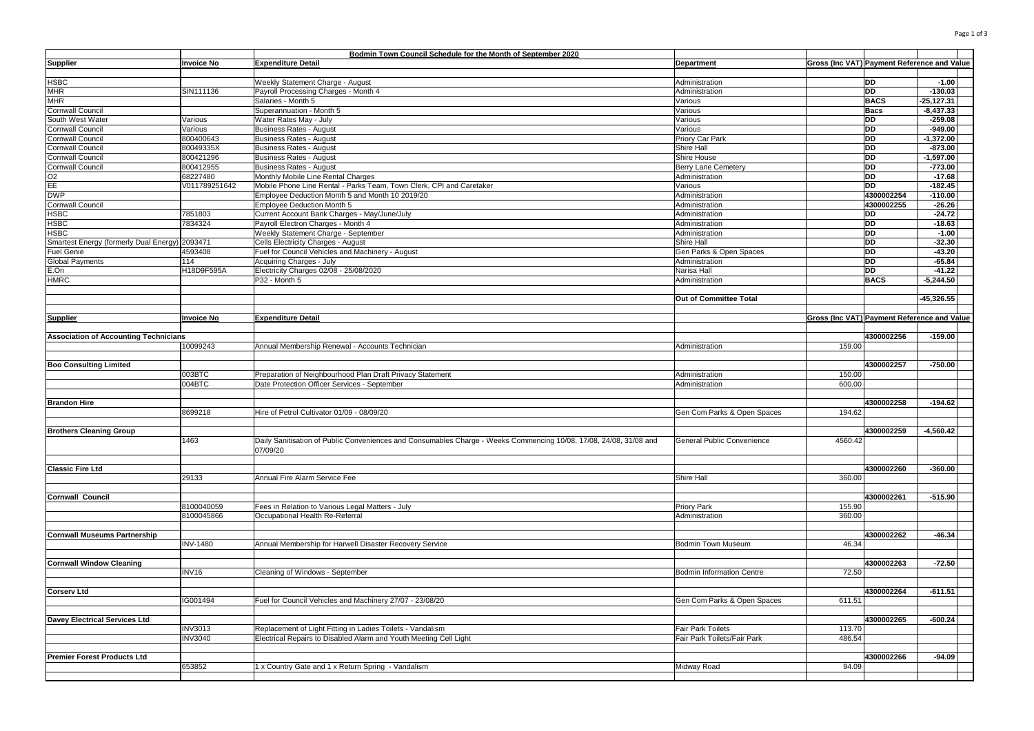| Supplier | Invoice No | Expenditure Detail | Department | Gross (Inc VAT) | Payment Reference and Value | |
|---|---|---|---|---|---|---|
| | | **Bodmin Town Council Schedule for the Month of September 2020** | | | | |
| HSBC | | Weekly Statement Charge - August | Administration | | DD | -1.00 |
| MHR | SIN111136 | Payroll Processing Charges - Month 4 | Administration | | DD | -130.03 |
| MHR | | Salaries - Month 5 | Various | | BACS | -25,127.31 |
| Cornwall Council | | Superannuation - Month 5 | Various | | Bacs | -8,437.33 |
| South West Water | Various | Water Rates May - July | Various | | DD | -259.08 |
| Cornwall Council | Various | Business Rates - August | Various | | DD | -949.00 |
| Cornwall Council | 800400643 | Business Rates - August | Priory Car Park | | DD | -1,372.00 |
| Cornwall Council | 80049335X | Business Rates - August | Shire Hall | | DD | -873.00 |
| Cornwall Council | 800421296 | Business Rates - August | Shire House | | DD | -1,597.00 |
| Cornwall Council | 800412955 | Business Rates - August | Berry Lane Cemetery | | DD | -773.00 |
| O2 | 68227480 | Monthly Mobile Line Rental Charges | Administration | | DD | -17.68 |
| EE | V011789251642 | Mobile Phone Line Rental - Parks Team, Town Clerk, CPI and Caretaker | Various | | DD | -182.45 |
| DWP | | Employee Deduction Month 5 and Month 10 2019/20 | Administration | | 4300002254 | -110.00 |
| Cornwall Council | | Employee Deduction Month 5 | Administration | | 4300002255 | -26.26 |
| HSBC | 7851803 | Current Account Bank Charges - May/June/July | Administration | | DD | -24.72 |
| HSBC | 7834324 | Payroll Electron Charges - Month 4 | Administration | | DD | -18.63 |
| HSBC | | Weekly Statement Charge - September | Administration | | DD | -1.00 |
| Smartest Energy (formerly Dual Energy) | 2093471 | Cells Electricity Charges - August | Shire Hall | | DD | -32.30 |
| Fuel Genie | 4593408 | Fuel for Council Vehicles and Machinery - August | Gen Parks & Open Spaces | | DD | -43.20 |
| Global Payments | 114 | Acquiring Charges - July | Administration | | DD | -65.84 |
| E.On | H18D9F595A | Electricity Charges 02/08 - 25/08/2020 | Narisa Hall | | DD | -41.22 |
| HMRC | | P32 - Month 5 | Administration | | BACS | -5,244.50 |
| | | | **Out of Committee Total** | | | -45,326.55 |

| Supplier | Invoice No | Expenditure Detail | Department | Gross (Inc VAT) | Payment Reference and Value | |
|---|---|---|---|---|---|---|
| **Association of Accounting Technicians** | | | | | 4300002256 | -159.00 |
| | 10099243 | Annual Membership Renewal - Accounts Technician | Administration | 159.00 | | |
| **Boo Consulting Limited** | | | | | 4300002257 | -750.00 |
| | 003BTC | Preparation of Neighbourhood Plan Draft Privacy Statement | Administration | 150.00 | | |
| | 004BTC | Date Protection Officer Services - September | Administration | 600.00 | | |
| **Brandon Hire** | | | | | 4300002258 | -194.62 |
| | 8699218 | Hire of Petrol Cultivator 01/09 - 08/09/20 | Gen Com Parks & Open Spaces | 194.62 | | |
| **Brothers Cleaning Group** | | | | | 4300002259 | -4,560.42 |
| | 1463 | Daily Sanitisation of Public Conveniences and Consumables Charge - Weeks Commencing 10/08, 17/08, 24/08, 31/08 and 07/09/20 | General Public Convenience | 4560.42 | | |
| **Classic Fire Ltd** | | | | | 4300002260 | -360.00 |
| | 29133 | Annual Fire Alarm Service Fee | Shire Hall | 360.00 | | |
| **Cornwall Council** | | | | | 4300002261 | -515.90 |
| | 8100040059 | Fees in Relation to Various Legal Matters - July | Priory Park | 155.90 | | |
| | 8100045866 | Occupational Health Re-Referral | Administration | 360.00 | | |
| **Cornwall Museums Partnership** | | | | | 4300002262 | -46.34 |
| | INV-1480 | Annual Membership for Harwell Disaster Recovery Service | Bodmin Town Museum | 46.34 | | |
| **Cornwall Window Cleaning** | | | | | 4300002263 | -72.50 |
| | INV16 | Cleaning of Windows - September | Bodmin Information Centre | 72.50 | | |
| **Corserv Ltd** | | | | | 4300002264 | -611.51 |
| | IG001494 | Fuel for Council Vehicles and Machinery 27/07 - 23/08/20 | Gen Com Parks & Open Spaces | 611.51 | | |
| **Davey Electrical Services Ltd** | | | | | 4300002265 | -600.24 |
| | INV3013 | Replacement of Light Fitting in Ladies Toilets - Vandalism | Fair Park Toilets | 113.70 | | |
| | INV3040 | Electrical Repairs to Disabled Alarm and Youth Meeting Cell Light | Fair Park Toilets/Fair Park | 486.54 | | |
| **Premier Forest Products Ltd** | | | | | 4300002266 | -94.09 |
| | 653852 | 1 x Country Gate and 1 x Return Spring - Vandalism | Midway Road | 94.09 | | |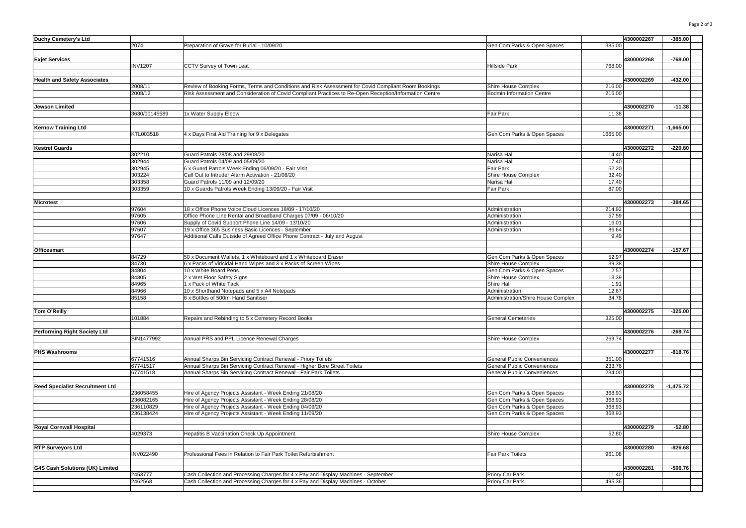| Supplier | Invoice | Description | Cost Centre | Amount | Reference | Total |
|---|---|---|---|---|---|---|
| **Duchy Cemetery's Ltd** | | | | | 4300002267 | -385.00 |
| | 2074 | Preparation of Grave for Burial - 10/09/20 | Gen Com Parks & Open Spaces | 385.00 | | |
| **Exjet Services** | | | | | 4300002268 | -768.00 |
| | INV1207 | CCTV Survey of Town Leat | Hillside Park | 768.00 | | |
| **Health and Safety Associates** | | | | | 4300002269 | -432.00 |
| | 2008/11 | Review of Booking Forms, Terms and Conditions and Risk Assessment for Covid Compliant Room Bookings | Shire House Complex | 216.00 | | |
| | 2008/12 | Risk Assessment and Consideration of Covid Compliant Practices to Re-Open Reception/Information Centre | Bodmin Information Centre | 216.00 | | |
| **Jewson Limited** | | | | | 4300002270 | -11.38 |
| | 3630/00145589 | 1x Water Supply Elbow | Fair Park | 11.38 | | |
| **Kernow Training Ltd** | | | | | 4300002271 | -1,665.00 |
| | KTL003518 | 4 x Days First Aid Training for 9 x Delegates | Gen Com Parks & Open Spaces | 1665.00 | | |
| **Kestrel Guards** | | | | | 4300002272 | -220.80 |
| | 302210 | Guard Patrols 28/08 and 29/08/20 | Narisa Hall | 14.40 | | |
| | 302944 | Guard Patrols 04/09 and 05/09/20 | Narisa Hall | 17.40 | | |
| | 302945 | 6 x Guard Patrols Week Ending 06/09/20 - Fair Visit | Fair Park | 52.20 | | |
| | 303224 | Call Out to Intruder Alarm Activation - 21/08/20 | Shire House Complex | 32.40 | | |
| | 303358 | Guard Patrols 11/09 and 12/09/20 | Narisa Hall | 17.40 | | |
| | 303359 | 10 x Guards Patrols Week Ending 13/09/20 - Fair Visit | Fair Park | 87.00 | | |
| **Microtest** | | | | | 4300002273 | -384.65 |
| | 97604 | 18 x Office Phone Voice Cloud Licences 18/09 - 17/10/20 | Administration | 214.92 | | |
| | 97605 | Office Phone Line Rental and Broadband Charges 07/09 - 06/10/20 | Administration | 57.59 | | |
| | 97606 | Supply of Covid Support Phone Line 14/09 - 13/10/20 | Administration | 16.01 | | |
| | 97607 | 19 x Office 365 Business Basic Licences - September | Administration | 86.64 | | |
| | 97647 | Additional Calls Outside of Agreed Office Phone Contract - July and August | | 9.49 | | |
| **Officesmart** | | | | | 4300002274 | -157.67 |
| | 84729 | 50 x Document Wallets, 1 x Whiteboard and 1 x Whiteboard Eraser | Gen Com Parks & Open Spaces | 52.97 | | |
| | 84730 | 6 x Packs of Viricidal Hand Wipes and 3 x Packs of Screen Wipes | Shire House Complex | 39.38 | | |
| | 84804 | 10 x White Board Pens | Gen Com Parks & Open Spaces | 2.57 | | |
| | 84805 | 2 x Wet Floor Safety Signs | Shire House Complex | 13.39 | | |
| | 84965 | 1 x Pack of White Tack | Shire Hall | 1.91 | | |
| | 84966 | 10 x Shorthand Notepads and 5 x A4 Notepads | Administration | 12.67 | | |
| | 85158 | 6 x Bottles of 500ml Hand Sanitiser | Administration/Shire House Complex | 34.78 | | |
| **Tom O'Reilly** | | | | | 4300002275 | -325.00 |
| | 101884 | Repairs and Rebinding to 5 x Cemetery Record Books | General Cemeteries | 325.00 | | |
| **Performing Right Society Ltd** | | | | | 4300002276 | -269.74 |
| | SIN1477992 | Annual PRS and PPL Licence Renewal Charges | Shire House Complex | 269.74 | | |
| **PHS Washrooms** | | | | | 4300002277 | -818.76 |
| | 67741516 | Annual Sharps Bin Servicing Contract Renewal - Priory Toilets | General Public Conveniences | 351.00 | | |
| | 67741517 | Annual Sharps Bin Servicing Contract Renewal - Higher Bore Street Toilets | General Public Conveniences | 233.76 | | |
| | 67741518 | Annual Sharps Bin Servicing Contract Renewal - Fair Park Toilets | General Public Conveniences | 234.00 | | |
| **Reed Specialist Recruitment Ltd** | | | | | 4300002278 | -1,475.72 |
| | 236058455 | Hire of Agency Projects Assistant - Week Ending 21/08/20 | Gen Com Parks & Open Spaces | 368.93 | | |
| | 236082165 | Hire of Agency Projects Assistant - Week Ending 28/08/20 | Gen Com Parks & Open Spaces | 368.93 | | |
| | 236110829 | Hire of Agency Projects Assistant - Week Ending 04/09/20 | Gen Com Parks & Open Spaces | 368.93 | | |
| | 236138424 | Hire of Agency Projects Assistant - Week Ending 11/09/20 | Gen Com Parks & Open Spaces | 368.93 | | |
| **Royal Cornwall Hospital** | | | | | 4300002279 | -52.80 |
| | 4029373 | Hepatitis B Vaccination Check Up Appointment | Shire House Complex | 52.80 | | |
| **RTP Surveyors Ltd** | | | | | 4300002280 | -826.68 |
| | INV022490 | Professional Fees in Relation to Fair Park Toilet Refurbishment | Fair Park Toilets | 961.08 | | |
| **G4S Cash Solutions (UK) Limited** | | | | | 4300002281 | -506.76 |
| | 2453777 | Cash Collection and Processing Charges for 4 x Pay and Display Machines - September | Priory Car Park | 11.40 | | |
| | 2462568 | Cash Collection and Processing Charges for 4 x Pay and Display Machines - October | Priory Car Park | 495.36 | | |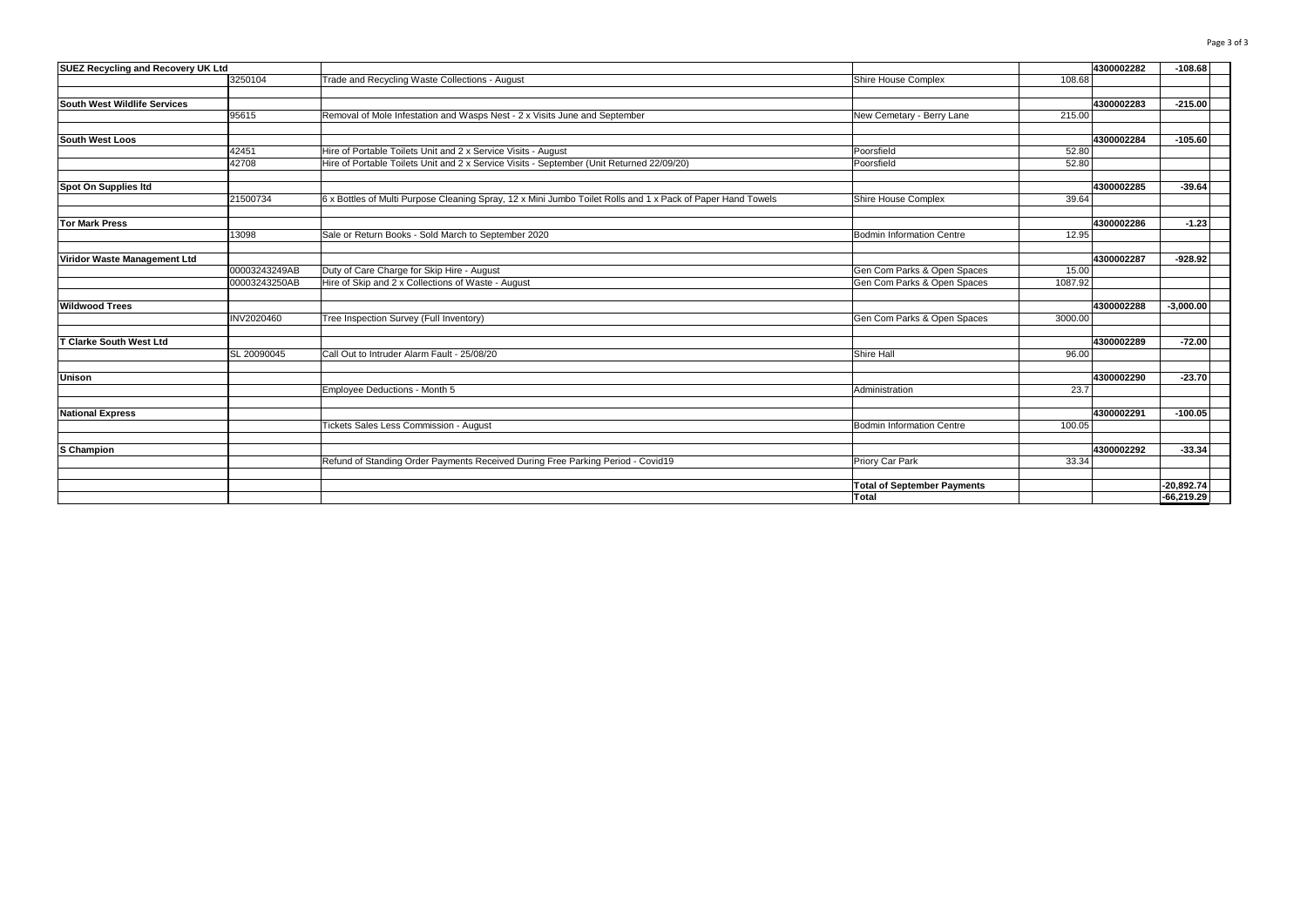| | | | | | | |
|---|---|---|---|---|---|---|
| **SUEZ Recycling and Recovery UK Ltd** | | | | | **4300002282** | **-108.68** |
| | 3250104 | Trade and Recycling Waste Collections - August | Shire House Complex | 108.68 | | |
| | | | | | | |
| **South West Wildlife Services** | | | | | **4300002283** | **-215.00** |
| | 95615 | Removal of Mole Infestation and Wasps Nest - 2 x Visits June and September | New Cemetary - Berry Lane | 215.00 | | |
| | | | | | | |
| **South West Loos** | | | | | **4300002284** | **-105.60** |
| | 42451 | Hire of Portable Toilets Unit and 2 x Service Visits - August | Poorsfield | 52.80 | | |
| | 42708 | Hire of Portable Toilets Unit and 2 x Service Visits - September (Unit Returned 22/09/20) | Poorsfield | 52.80 | | |
| | | | | | | |
| **Spot On Supplies ltd** | | | | | **4300002285** | **-39.64** |
| | 21500734 | 6 x Bottles of Multi Purpose Cleaning Spray, 12 x Mini Jumbo Toilet Rolls and 1 x Pack of Paper Hand Towels | Shire House Complex | 39.64 | | |
| | | | | | | |
| **Tor Mark Press** | | | | | **4300002286** | **-1.23** |
| | 13098 | Sale or Return Books - Sold March to September 2020 | Bodmin Information Centre | 12.95 | | |
| | | | | | | |
| **Viridor Waste Management Ltd** | | | | | **4300002287** | **-928.92** |
| | 00003243249AB | Duty of Care Charge for Skip Hire - August | Gen Com Parks & Open Spaces | 15.00 | | |
| | 00003243250AB | Hire of Skip and 2 x Collections of Waste - August | Gen Com Parks & Open Spaces | 1087.92 | | |
| | | | | | | |
| **Wildwood Trees** | | | | | **4300002288** | **-3,000.00** |
| | INV2020460 | Tree Inspection Survey (Full Inventory) | Gen Com Parks & Open Spaces | 3000.00 | | |
| | | | | | | |
| **T Clarke South West Ltd** | | | | | **4300002289** | **-72.00** |
| | SL 20090045 | Call Out to Intruder Alarm Fault - 25/08/20 | Shire Hall | 96.00 | | |
| | | | | | | |
| **Unison** | | | | | **4300002290** | **-23.70** |
| | | Employee Deductions - Month 5 | Administration | 23.7 | | |
| | | | | | | |
| **National Express** | | | | | **4300002291** | **-100.05** |
| | | Tickets Sales Less Commission - August | Bodmin Information Centre | 100.05 | | |
| | | | | | | |
| **S Champion** | | | | | **4300002292** | **-33.34** |
| | | Refund of Standing Order Payments Received During Free Parking Period - Covid19 | Priory Car Park | 33.34 | | |
| | | | | | | |
| | | | **Total of September Payments** | | | **-20,892.74** |
| | | | **Total** | | | **-66,219.29** |